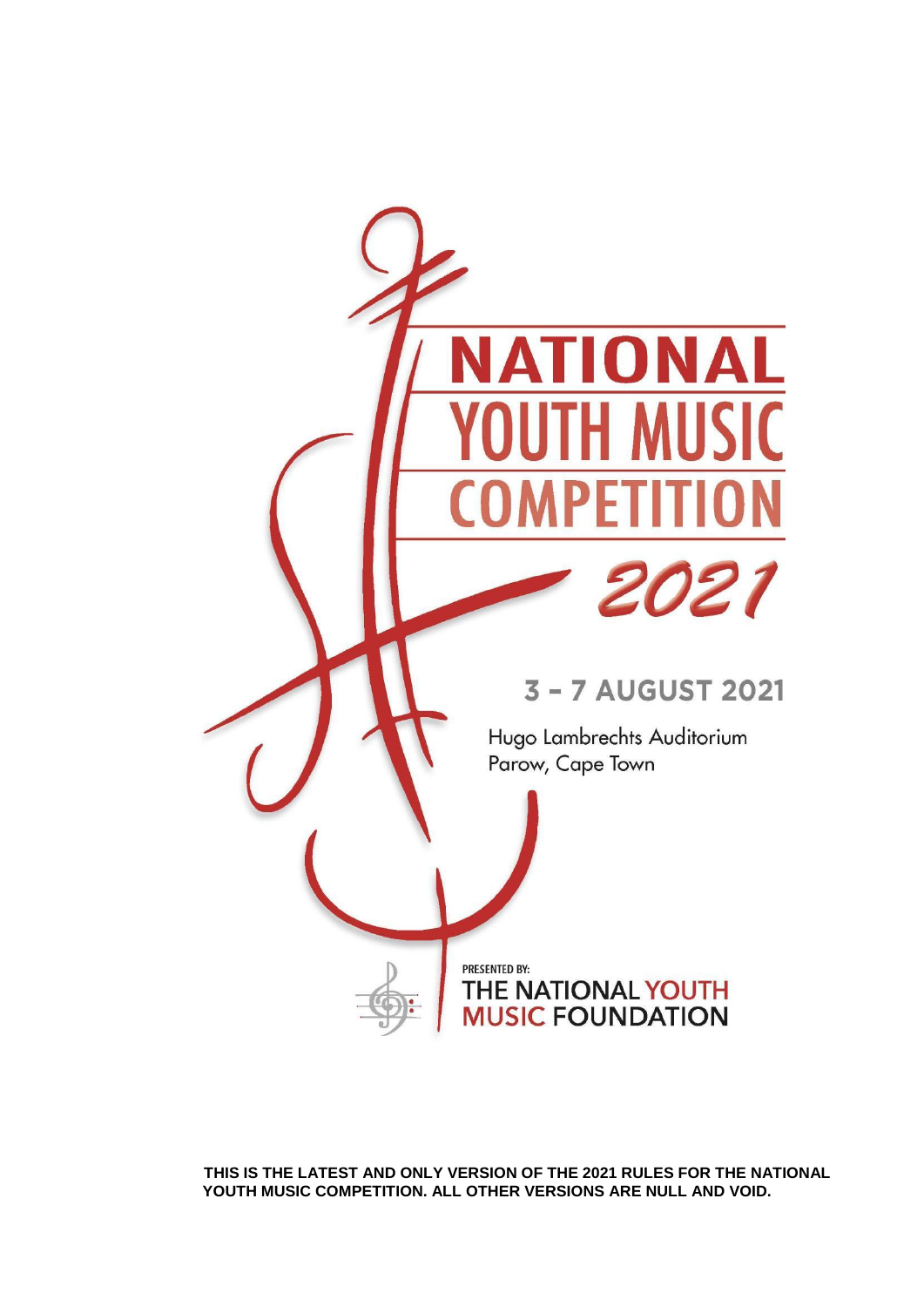# NATIONAL YOUTH MUSIC COMPETITION

## 2021

### 3 – 7 AUGUST 2021

Hugo Lambrechts Auditorium
Parow, Cape Town

PRESENTED BY:
THE NATIONAL YOUTH MUSIC FOUNDATION

**THIS IS THE LATEST AND ONLY VERSION OF THE 2021 RULES FOR THE NATIONAL YOUTH MUSIC COMPETITION. ALL OTHER VERSIONS ARE NULL AND VOID.**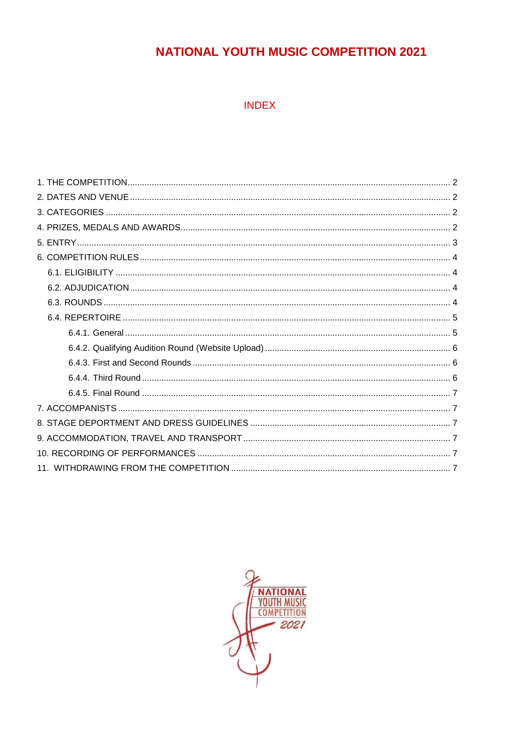# NATIONAL YOUTH MUSIC COMPETITION 2021

## INDEX

1. THE COMPETITION .................... 2
2. DATES AND VENUE .................... 2
3. CATEGORIES .................... 2
4. PRIZES, MEDALS AND AWARDS .................... 2
5. ENTRY .................... 3
6. COMPETITION RULES .................... 4
   - 6.1. ELIGIBILITY .................... 4
   - 6.2. ADJUDICATION .................... 4
   - 6.3. ROUNDS .................... 4
   - 6.4. REPERTOIRE .................... 5
     - 6.4.1. General .................... 5
     - 6.4.2. Qualifying Audition Round (Website Upload) .................... 6
     - 6.4.3. First and Second Rounds .................... 6
     - 6.4.4. Third Round .................... 6
     - 6.4.5. Final Round .................... 7
7. ACCOMPANISTS .................... 7
8. STAGE DEPORTMENT AND DRESS GUIDELINES .................... 7
9. ACCOMMODATION, TRAVEL AND TRANSPORT .................... 7
10. RECORDING OF PERFORMANCES .................... 7
11. WITHDRAWING FROM THE COMPETITION .................... 7

NATIONAL YOUTH MUSIC COMPETITION 2021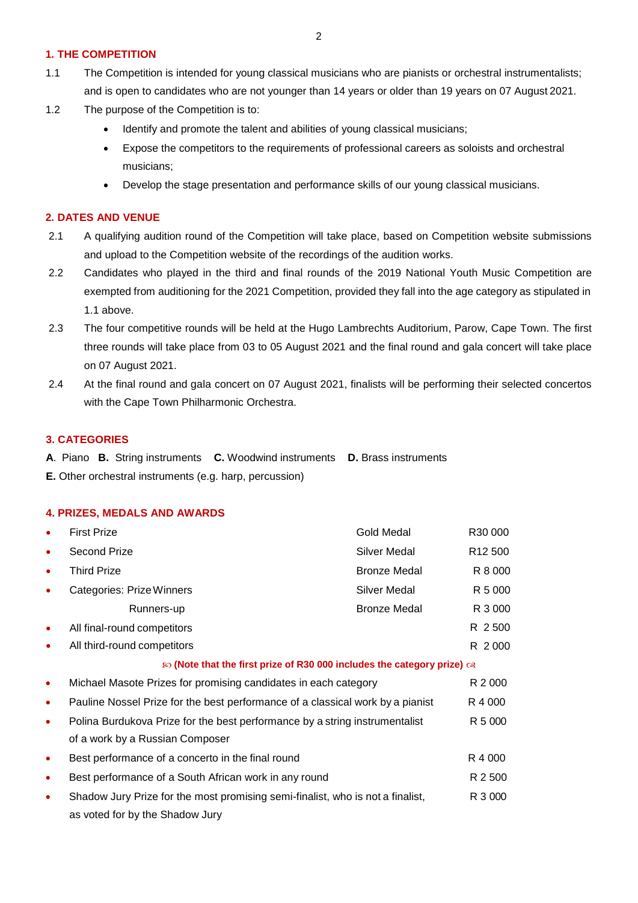## 1. THE COMPETITION

1.1 The Competition is intended for young classical musicians who are pianists or orchestral instrumentalists; and is open to candidates who are not younger than 14 years or older than 19 years on 07 August 2021.

1.2 The purpose of the Competition is to:

- Identify and promote the talent and abilities of young classical musicians;
- Expose the competitors to the requirements of professional careers as soloists and orchestral musicians;
- Develop the stage presentation and performance skills of our young classical musicians.

## 2. DATES AND VENUE

2.1 A qualifying audition round of the Competition will take place, based on Competition website submissions and upload to the Competition website of the recordings of the audition works.

2.2 Candidates who played in the third and final rounds of the 2019 National Youth Music Competition are exempted from auditioning for the 2021 Competition, provided they fall into the age category as stipulated in 1.1 above.

2.3 The four competitive rounds will be held at the Hugo Lambrechts Auditorium, Parow, Cape Town. The first three rounds will take place from 03 to 05 August 2021 and the final round and gala concert will take place on 07 August 2021.

2.4 At the final round and gala concert on 07 August 2021, finalists will be performing their selected concertos with the Cape Town Philharmonic Orchestra.

## 3. CATEGORIES

**A**. Piano **B.** String instruments **C.** Woodwind instruments **D.** Brass instruments

**E.** Other orchestral instruments (e.g. harp, percussion)

## 4. PRIZES, MEDALS AND AWARDS

| | | |
|---|---|---|
| • First Prize | Gold Medal | R30 000 |
| • Second Prize | Silver Medal | R12 500 |
| • Third Prize | Bronze Medal | R 8 000 |
| • Categories: Prize Winners | Silver Medal | R 5 000 |
| Runners-up | Bronze Medal | R 3 000 |
| • All final-round competitors | | R 2 500 |
| • All third-round competitors | | R 2 000 |

**(Note that the first prize of R30 000 includes the category prize)**

| | |
|---|---|
| • Michael Masote Prizes for promising candidates in each category | R 2 000 |
| • Pauline Nossel Prize for the best performance of a classical work by a pianist | R 4 000 |
| • Polina Burdukova Prize for the best performance by a string instrumentalist of a work by a Russian Composer | R 5 000 |
| • Best performance of a concerto in the final round | R 4 000 |
| • Best performance of a South African work in any round | R 2 500 |
| • Shadow Jury Prize for the most promising semi-finalist, who is not a finalist, as voted for by the Shadow Jury | R 3 000 |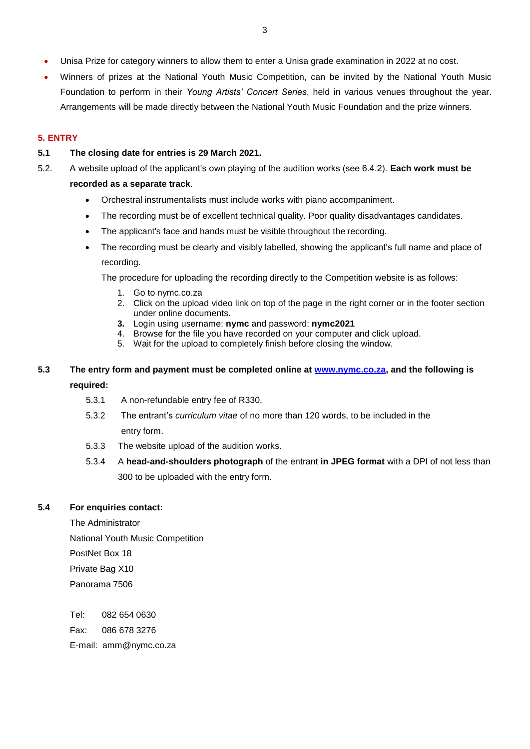- Unisa Prize for category winners to allow them to enter a Unisa grade examination in 2022 at no cost.
- Winners of prizes at the National Youth Music Competition, can be invited by the National Youth Music Foundation to perform in their *Young Artists' Concert Series*, held in various venues throughout the year. Arrangements will be made directly between the National Youth Music Foundation and the prize winners.

## 5. ENTRY

**5.1 The closing date for entries is 29 March 2021.**

5.2. A website upload of the applicant's own playing of the audition works (see 6.4.2). **Each work must be recorded as a separate track**.

- Orchestral instrumentalists must include works with piano accompaniment.
- The recording must be of excellent technical quality. Poor quality disadvantages candidates.
- The applicant's face and hands must be visible throughout the recording.
- The recording must be clearly and visibly labelled, showing the applicant's full name and place of recording.

The procedure for uploading the recording directly to the Competition website is as follows:

1. Go to nymc.co.za
2. Click on the upload video link on top of the page in the right corner or in the footer section under online documents.
3. Login using username: **nymc** and password: **nymc2021**
4. Browse for the file you have recorded on your computer and click upload.
5. Wait for the upload to completely finish before closing the window.

**5.3 The entry form and payment must be completed online at [www.nymc.co.za](http://www.nymc.co.za), and the following is required:**

5.3.1 A non-refundable entry fee of R330.

5.3.2 The entrant's *curriculum vitae* of no more than 120 words, to be included in the entry form.

5.3.3 The website upload of the audition works.

5.3.4 A **head-and-shoulders photograph** of the entrant **in JPEG format** with a DPI of not less than 300 to be uploaded with the entry form.

**5.4 For enquiries contact:**

The Administrator
National Youth Music Competition
PostNet Box 18
Private Bag X10
Panorama 7506

Tel: 082 654 0630
Fax: 086 678 3276
E-mail: amm@nymc.co.za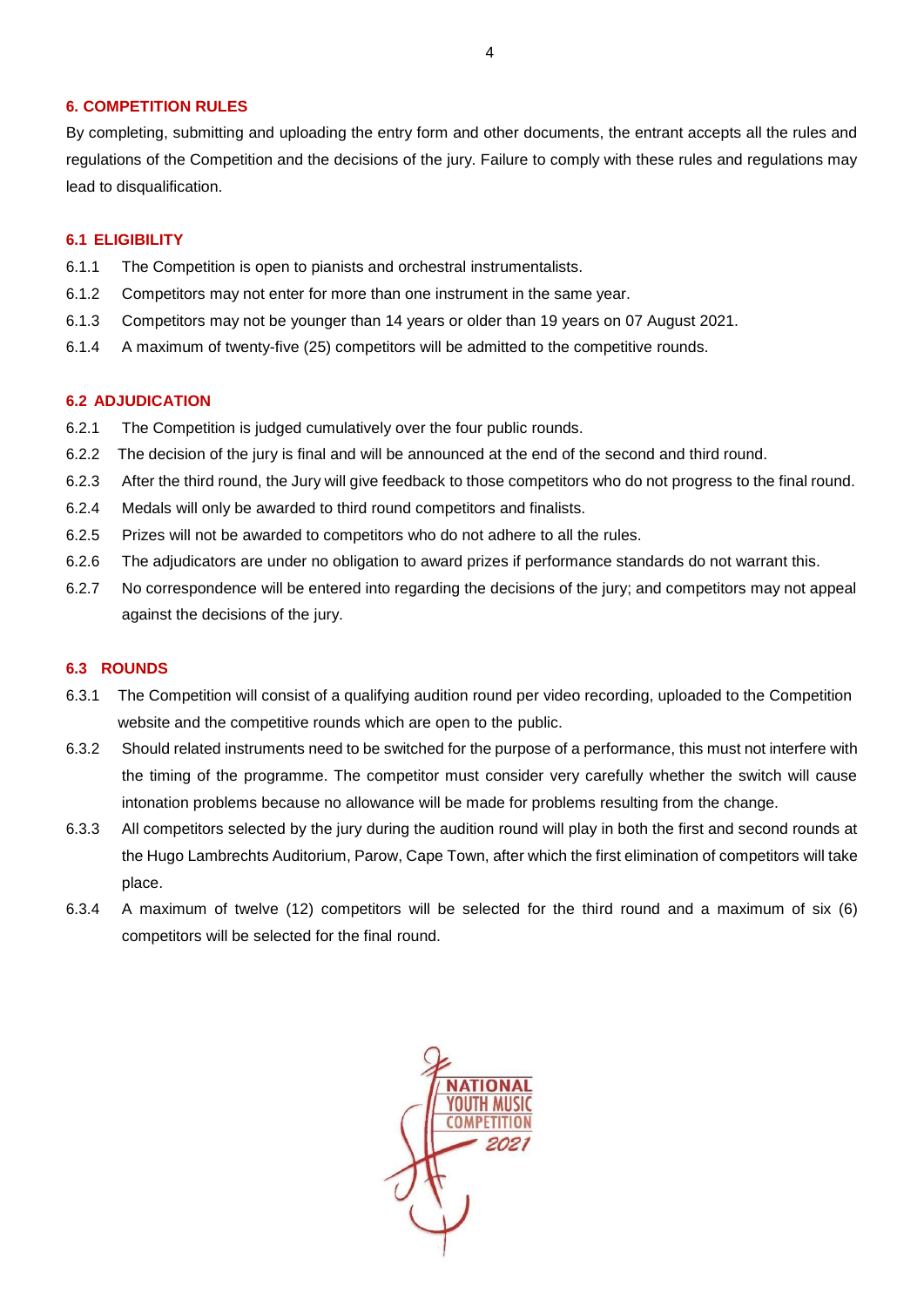## 6. COMPETITION RULES

By completing, submitting and uploading the entry form and other documents, the entrant accepts all the rules and regulations of the Competition and the decisions of the jury. Failure to comply with these rules and regulations may lead to disqualification.

### 6.1 ELIGIBILITY

6.1.1 The Competition is open to pianists and orchestral instrumentalists.

6.1.2 Competitors may not enter for more than one instrument in the same year.

6.1.3 Competitors may not be younger than 14 years or older than 19 years on 07 August 2021.

6.1.4 A maximum of twenty-five (25) competitors will be admitted to the competitive rounds.

### 6.2 ADJUDICATION

6.2.1 The Competition is judged cumulatively over the four public rounds.

6.2.2 The decision of the jury is final and will be announced at the end of the second and third round.

6.2.3 After the third round, the Jury will give feedback to those competitors who do not progress to the final round.

6.2.4 Medals will only be awarded to third round competitors and finalists.

6.2.5 Prizes will not be awarded to competitors who do not adhere to all the rules.

6.2.6 The adjudicators are under no obligation to award prizes if performance standards do not warrant this.

6.2.7 No correspondence will be entered into regarding the decisions of the jury; and competitors may not appeal against the decisions of the jury.

### 6.3 ROUNDS

6.3.1 The Competition will consist of a qualifying audition round per video recording, uploaded to the Competition website and the competitive rounds which are open to the public.

6.3.2 Should related instruments need to be switched for the purpose of a performance, this must not interfere with the timing of the programme. The competitor must consider very carefully whether the switch will cause intonation problems because no allowance will be made for problems resulting from the change.

6.3.3 All competitors selected by the jury during the audition round will play in both the first and second rounds at the Hugo Lambrechts Auditorium, Parow, Cape Town, after which the first elimination of competitors will take place.

6.3.4 A maximum of twelve (12) competitors will be selected for the third round and a maximum of six (6) competitors will be selected for the final round.

NATIONAL YOUTH MUSIC COMPETITION 2021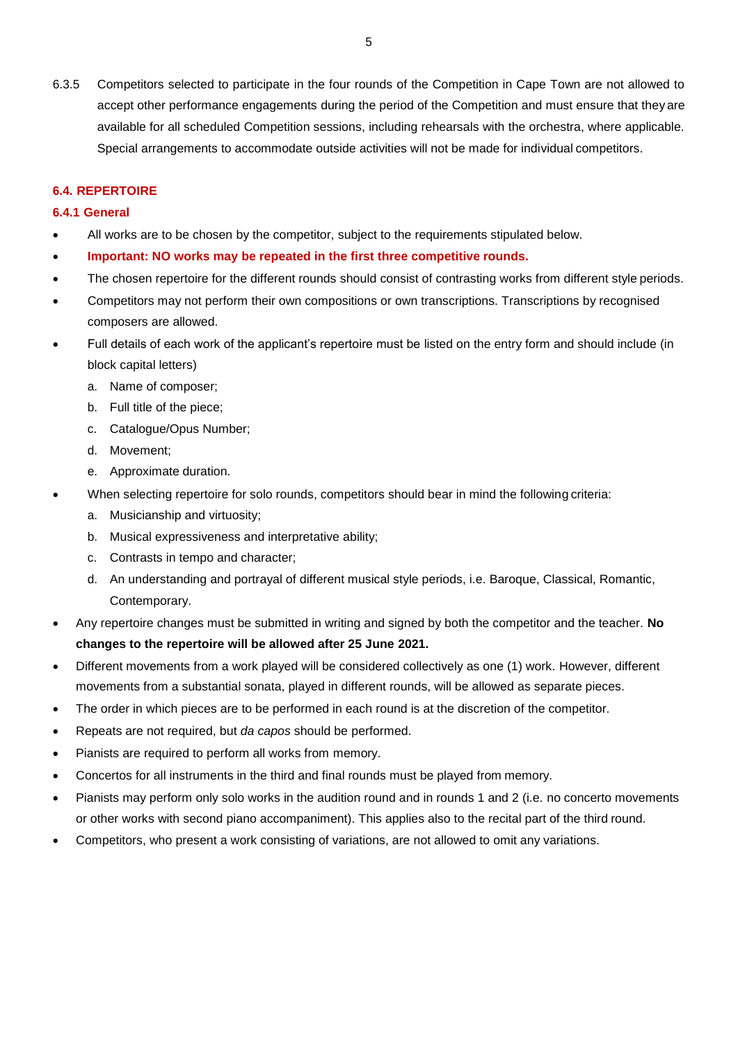6.3.5 Competitors selected to participate in the four rounds of the Competition in Cape Town are not allowed to accept other performance engagements during the period of the Competition and must ensure that they are available for all scheduled Competition sessions, including rehearsals with the orchestra, where applicable. Special arrangements to accommodate outside activities will not be made for individual competitors.

### 6.4. REPERTOIRE

#### 6.4.1 General

- All works are to be chosen by the competitor, subject to the requirements stipulated below.
- **Important: NO works may be repeated in the first three competitive rounds.**
- The chosen repertoire for the different rounds should consist of contrasting works from different style periods.
- Competitors may not perform their own compositions or own transcriptions. Transcriptions by recognised composers are allowed.
- Full details of each work of the applicant's repertoire must be listed on the entry form and should include (in block capital letters)
  a. Name of composer;
  b. Full title of the piece;
  c. Catalogue/Opus Number;
  d. Movement;
  e. Approximate duration.
- When selecting repertoire for solo rounds, competitors should bear in mind the following criteria:
  a. Musicianship and virtuosity;
  b. Musical expressiveness and interpretative ability;
  c. Contrasts in tempo and character;
  d. An understanding and portrayal of different musical style periods, i.e. Baroque, Classical, Romantic, Contemporary.
- Any repertoire changes must be submitted in writing and signed by both the competitor and the teacher. **No changes to the repertoire will be allowed after 25 June 2021.**
- Different movements from a work played will be considered collectively as one (1) work. However, different movements from a substantial sonata, played in different rounds, will be allowed as separate pieces.
- The order in which pieces are to be performed in each round is at the discretion of the competitor.
- Repeats are not required, but *da capos* should be performed.
- Pianists are required to perform all works from memory.
- Concertos for all instruments in the third and final rounds must be played from memory.
- Pianists may perform only solo works in the audition round and in rounds 1 and 2 (i.e. no concerto movements or other works with second piano accompaniment). This applies also to the recital part of the third round.
- Competitors, who present a work consisting of variations, are not allowed to omit any variations.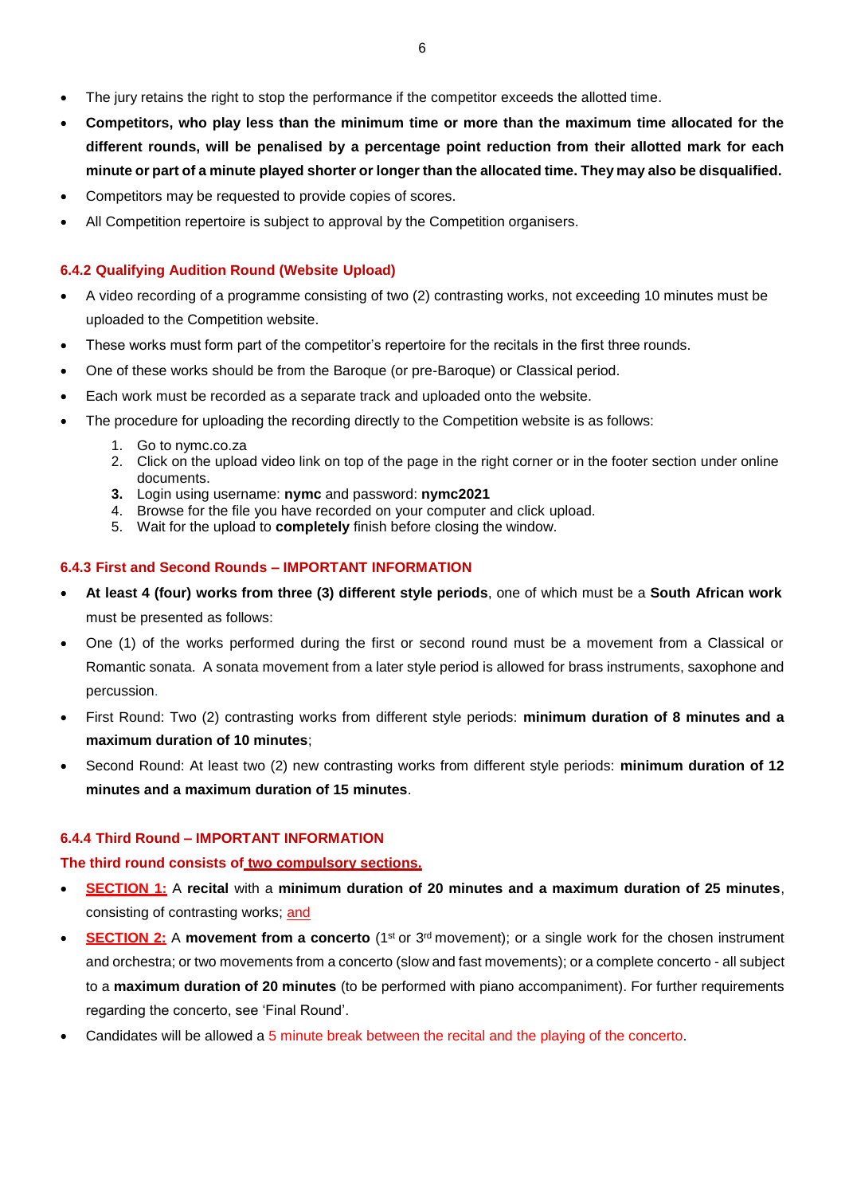- The jury retains the right to stop the performance if the competitor exceeds the allotted time.
- **Competitors, who play less than the minimum time or more than the maximum time allocated for the different rounds, will be penalised by a percentage point reduction from their allotted mark for each minute or part of a minute played shorter or longer than the allocated time. They may also be disqualified.**
- Competitors may be requested to provide copies of scores.
- All Competition repertoire is subject to approval by the Competition organisers.

#### 6.4.2 Qualifying Audition Round (Website Upload)

- A video recording of a programme consisting of two (2) contrasting works, not exceeding 10 minutes must be uploaded to the Competition website.
- These works must form part of the competitor's repertoire for the recitals in the first three rounds.
- One of these works should be from the Baroque (or pre-Baroque) or Classical period.
- Each work must be recorded as a separate track and uploaded onto the website.
- The procedure for uploading the recording directly to the Competition website is as follows:
  1. Go to nymc.co.za
  2. Click on the upload video link on top of the page in the right corner or in the footer section under online documents.
  3. Login using username: **nymc** and password: **nymc2021**
  4. Browse for the file you have recorded on your computer and click upload.
  5. Wait for the upload to **completely** finish before closing the window.

#### 6.4.3 First and Second Rounds – IMPORTANT INFORMATION

- **At least 4 (four) works from three (3) different style periods**, one of which must be a **South African work** must be presented as follows:
- One (1) of the works performed during the first or second round must be a movement from a Classical or Romantic sonata. A sonata movement from a later style period is allowed for brass instruments, saxophone and percussion.
- First Round: Two (2) contrasting works from different style periods: **minimum duration of 8 minutes and a maximum duration of 10 minutes**;
- Second Round: At least two (2) new contrasting works from different style periods: **minimum duration of 12 minutes and a maximum duration of 15 minutes**.

#### 6.4.4 Third Round – IMPORTANT INFORMATION

**The third round consists of two compulsory sections.**

- **SECTION 1:** A **recital** with a **minimum duration of 20 minutes and a maximum duration of 25 minutes**, consisting of contrasting works; and
- **SECTION 2:** A **movement from a concerto** (1st or 3rd movement); or a single work for the chosen instrument and orchestra; or two movements from a concerto (slow and fast movements); or a complete concerto - all subject to a **maximum duration of 20 minutes** (to be performed with piano accompaniment). For further requirements regarding the concerto, see 'Final Round'.
- Candidates will be allowed a 5 minute break between the recital and the playing of the concerto.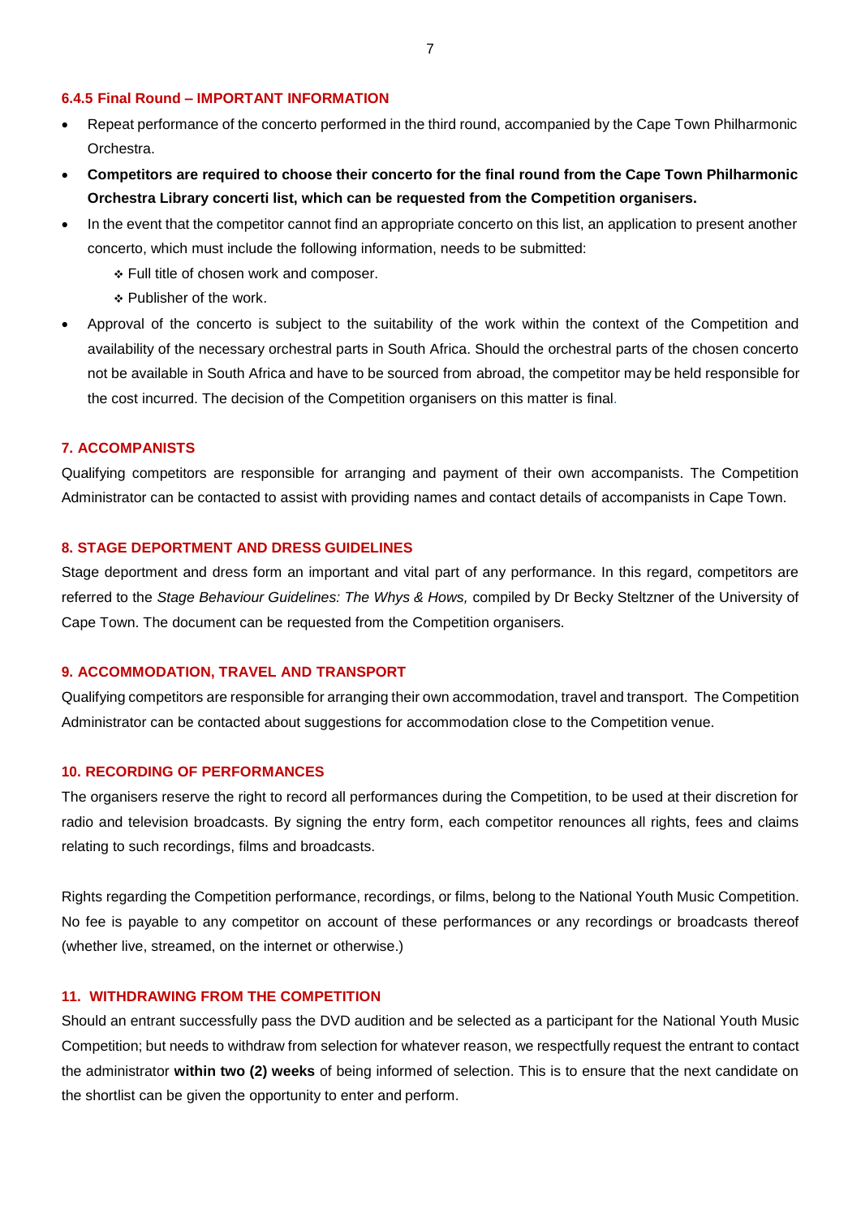#### 6.4.5 Final Round – IMPORTANT INFORMATION

- Repeat performance of the concerto performed in the third round, accompanied by the Cape Town Philharmonic Orchestra.
- **Competitors are required to choose their concerto for the final round from the Cape Town Philharmonic Orchestra Library concerti list, which can be requested from the Competition organisers.**
- In the event that the competitor cannot find an appropriate concerto on this list, an application to present another concerto, which must include the following information, needs to be submitted:
  - ❖ Full title of chosen work and composer.
  - ❖ Publisher of the work.
- Approval of the concerto is subject to the suitability of the work within the context of the Competition and availability of the necessary orchestral parts in South Africa. Should the orchestral parts of the chosen concerto not be available in South Africa and have to be sourced from abroad, the competitor may be held responsible for the cost incurred. The decision of the Competition organisers on this matter is final.

### 7. ACCOMPANISTS

Qualifying competitors are responsible for arranging and payment of their own accompanists. The Competition Administrator can be contacted to assist with providing names and contact details of accompanists in Cape Town.

### 8. STAGE DEPORTMENT AND DRESS GUIDELINES

Stage deportment and dress form an important and vital part of any performance. In this regard, competitors are referred to the *Stage Behaviour Guidelines: The Whys & Hows,* compiled by Dr Becky Steltzner of the University of Cape Town. The document can be requested from the Competition organisers.

### 9. ACCOMMODATION, TRAVEL AND TRANSPORT

Qualifying competitors are responsible for arranging their own accommodation, travel and transport. The Competition Administrator can be contacted about suggestions for accommodation close to the Competition venue.

### 10. RECORDING OF PERFORMANCES

The organisers reserve the right to record all performances during the Competition, to be used at their discretion for radio and television broadcasts. By signing the entry form, each competitor renounces all rights, fees and claims relating to such recordings, films and broadcasts.

Rights regarding the Competition performance, recordings, or films, belong to the National Youth Music Competition. No fee is payable to any competitor on account of these performances or any recordings or broadcasts thereof (whether live, streamed, on the internet or otherwise.)

### 11. WITHDRAWING FROM THE COMPETITION

Should an entrant successfully pass the DVD audition and be selected as a participant for the National Youth Music Competition; but needs to withdraw from selection for whatever reason, we respectfully request the entrant to contact the administrator **within two (2) weeks** of being informed of selection. This is to ensure that the next candidate on the shortlist can be given the opportunity to enter and perform.